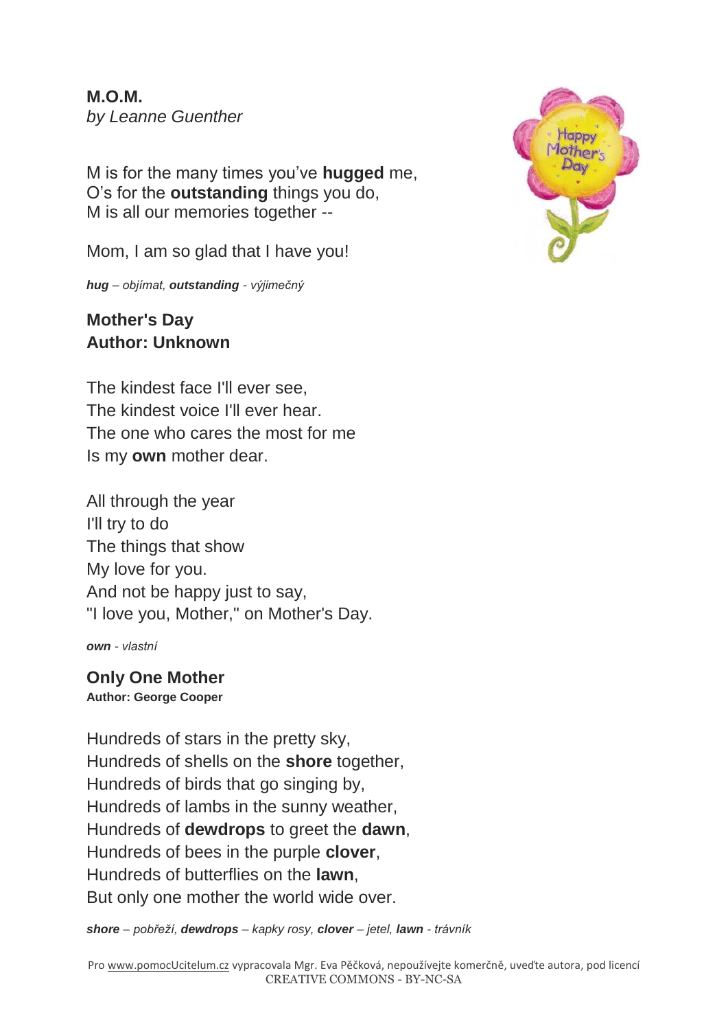**M.O.M.**
*by Leanne Guenther*

M is for the many times you've **hugged** me,
O's for the **outstanding** things you do,
M is all our memories together --

Mom, I am so glad that I have you!

***hug** – objímat, **outstanding** - výjimečný*

**Mother's Day**
**Author: Unknown**

The kindest face I'll ever see,
The kindest voice I'll ever hear.
The one who cares the most for me
Is my **own** mother dear.

All through the year
I'll try to do
The things that show
My love for you.
And not be happy just to say,
"I love you, Mother," on Mother's Day.

***own** - vlastní*

**Only One Mother**
**Author: George Cooper**

Hundreds of stars in the pretty sky,
Hundreds of shells on the **shore** together,
Hundreds of birds that go singing by,
Hundreds of lambs in the sunny weather,
Hundreds of **dewdrops** to greet the **dawn**,
Hundreds of bees in the purple **clover**,
Hundreds of butterflies on the **lawn**,
But only one mother the world wide over.

***shore** – pobřeží, **dewdrops** – kapky rosy, **clover** – jetel, **lawn** - trávník*

Pro www.pomocUcitelum.cz vypracovala Mgr. Eva Pěčková, nepoužívejte komerčně, uveďte autora, pod licencí CREATIVE COMMONS - BY-NC-SA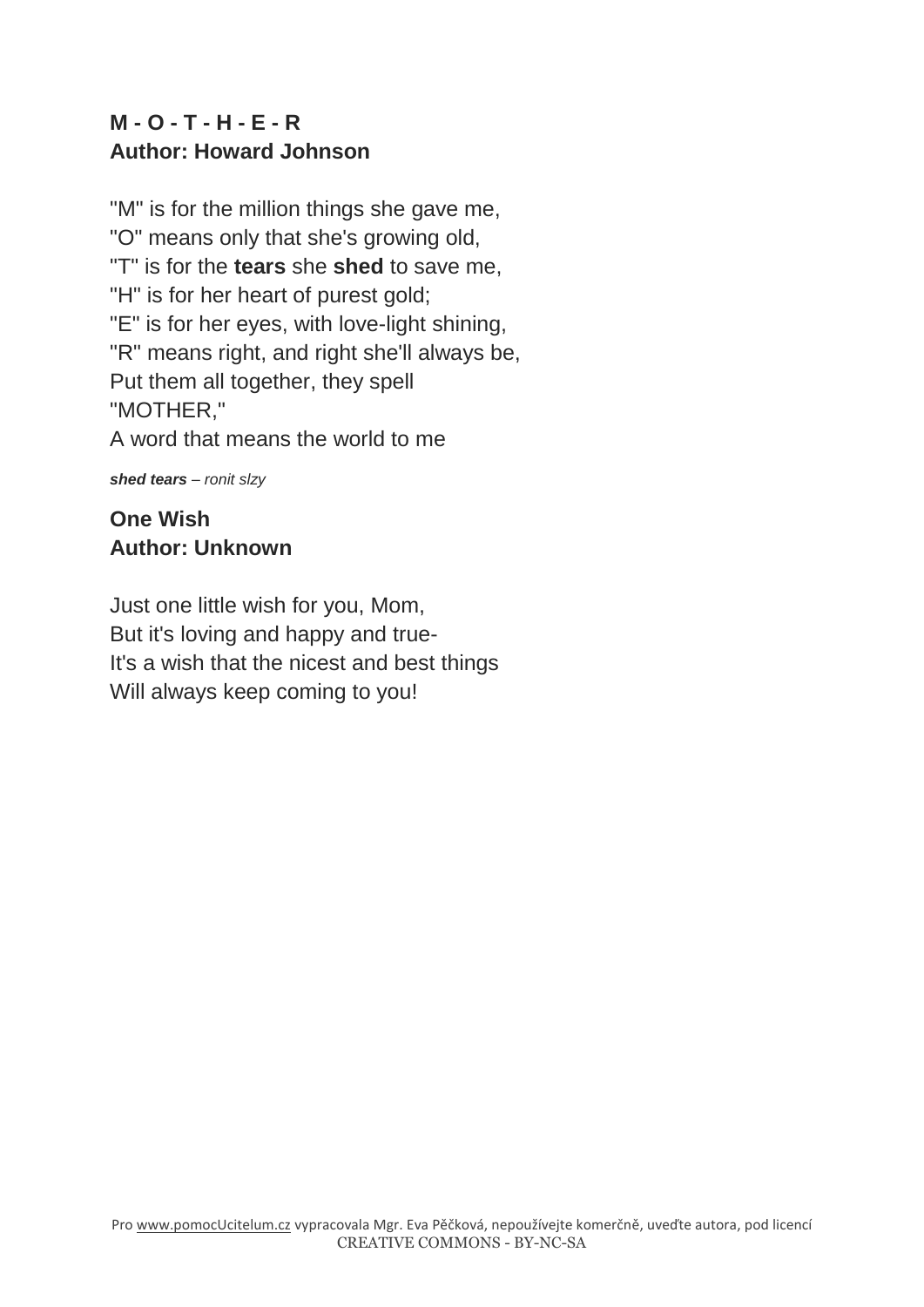**M - O - T - H - E - R**
**Author: Howard Johnson**

"M" is for the million things she gave me,
"O" means only that she's growing old,
"T" is for the **tears** she **shed** to save me,
"H" is for her heart of purest gold;
"E" is for her eyes, with love-light shining,
"R" means right, and right she'll always be,
Put them all together, they spell
"MOTHER,"
A word that means the world to me

***shed tears*** *– ronit slzy*

**One Wish**
**Author: Unknown**

Just one little wish for you, Mom,
But it's loving and happy and true-
It's a wish that the nicest and best things
Will always keep coming to you!

Pro www.pomocUcitelum.cz vypracovala Mgr. Eva Pěčková, nepoužívejte komerčně, uveďte autora, pod licencí CREATIVE COMMONS - BY-NC-SA